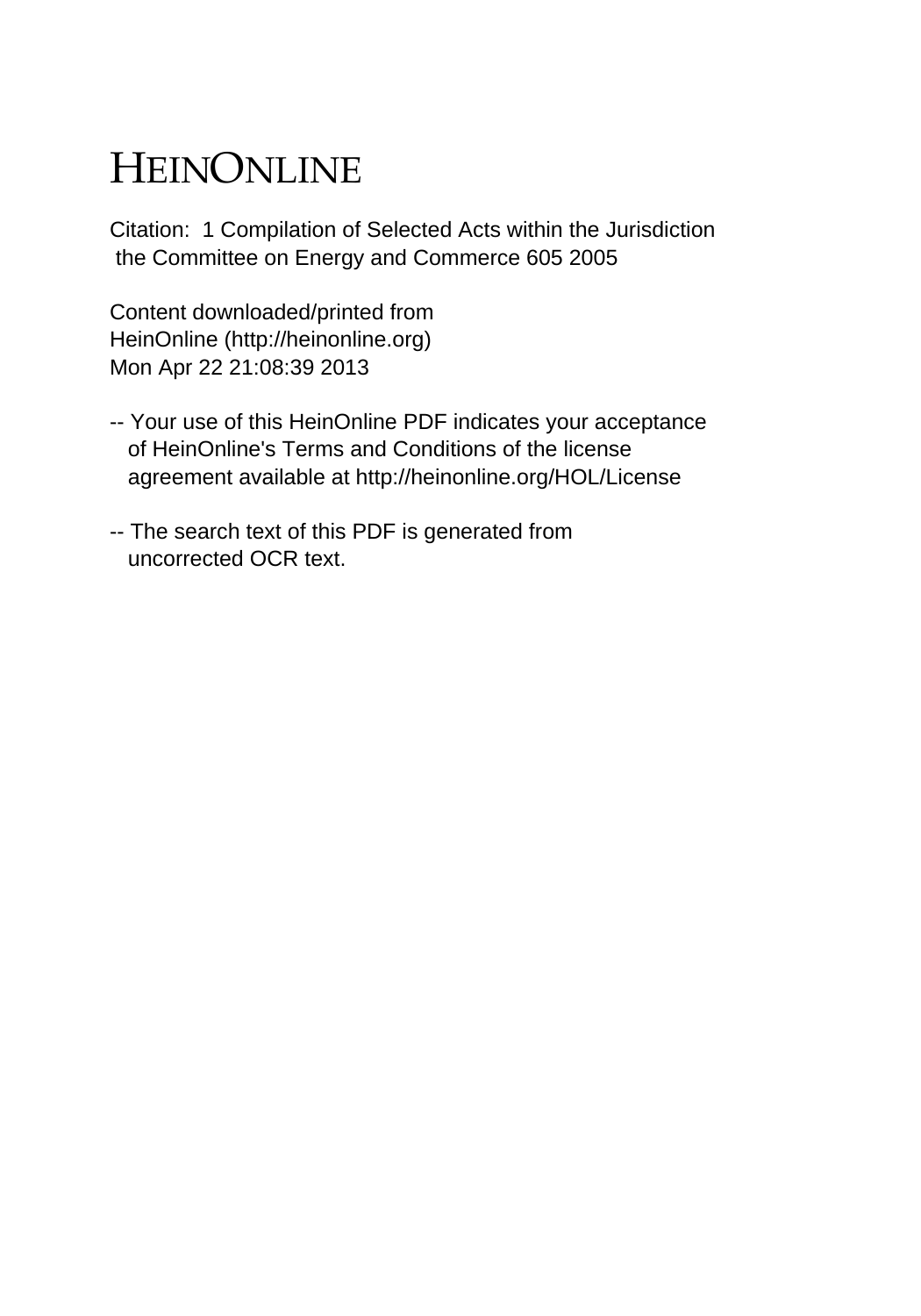# HEINONLINE

Citation: 1 Compilation of Selected Acts within the Jurisdiction the Committee on Energy and Commerce 605 2005

Content downloaded/printed from
HeinOnline (http://heinonline.org)
Mon Apr 22 21:08:39 2013

-- Your use of this HeinOnline PDF indicates your acceptance of HeinOnline's Terms and Conditions of the license agreement available at http://heinonline.org/HOL/License

-- The search text of this PDF is generated from uncorrected OCR text.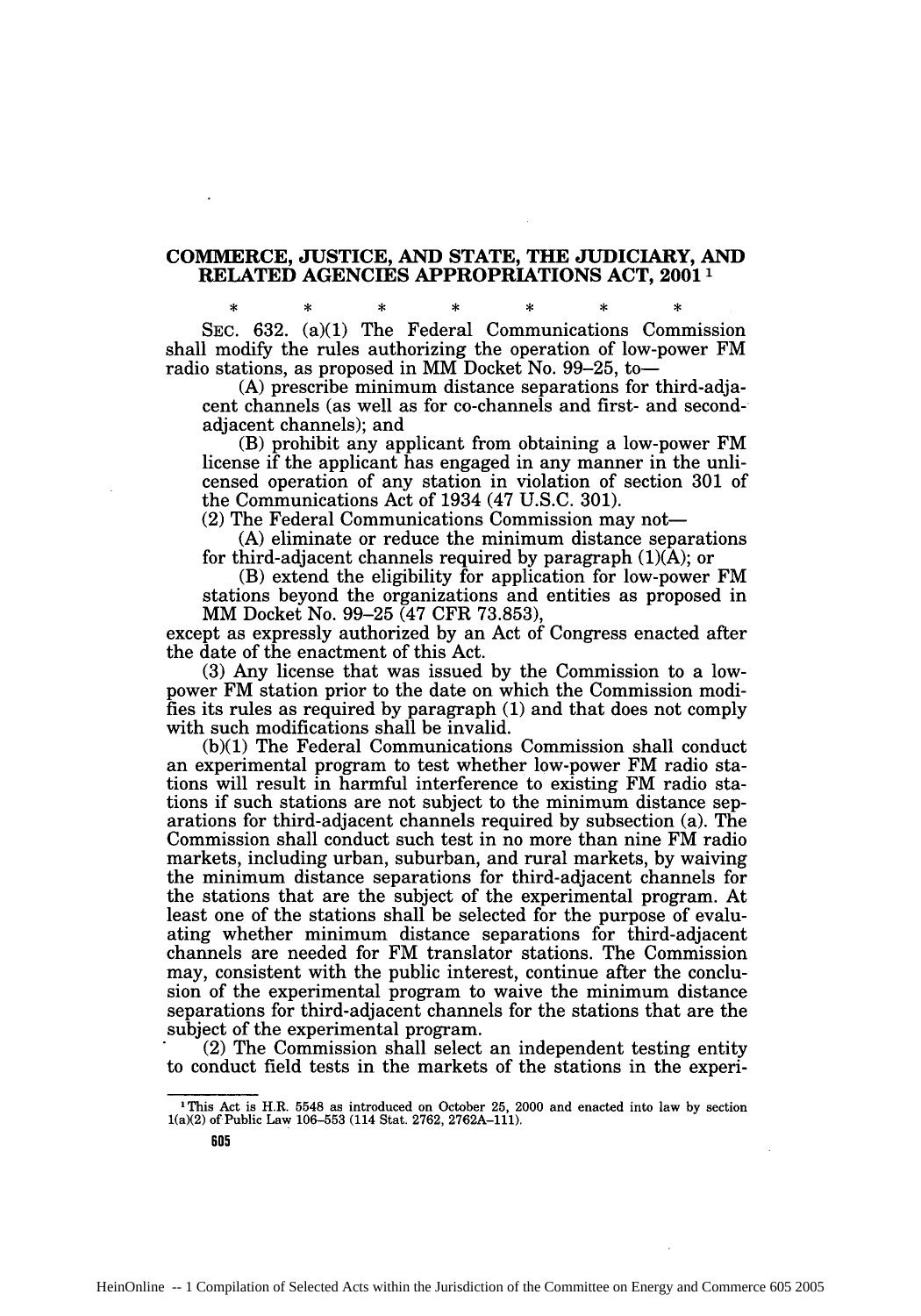## COMMERCE, JUSTICE, AND STATE, THE JUDICIARY, AND RELATED AGENCIES APPROPRIATIONS ACT, 2001 [1]

\* \* \* \* \* \* \*

SEC. 632. (a)(1) The Federal Communications Commission shall modify the rules authorizing the operation of low-power FM radio stations, as proposed in MM Docket No. 99–25, to—

(A) prescribe minimum distance separations for third-adjacent channels (as well as for co-channels and first- and second-adjacent channels); and

(B) prohibit any applicant from obtaining a low-power FM license if the applicant has engaged in any manner in the unlicensed operation of any station in violation of section 301 of the Communications Act of 1934 (47 U.S.C. 301).

(2) The Federal Communications Commission may not—

(A) eliminate or reduce the minimum distance separations for third-adjacent channels required by paragraph (1)(A); or

(B) extend the eligibility for application for low-power FM stations beyond the organizations and entities as proposed in MM Docket No. 99–25 (47 CFR 73.853),

except as expressly authorized by an Act of Congress enacted after the date of the enactment of this Act.

(3) Any license that was issued by the Commission to a low-power FM station prior to the date on which the Commission modifies its rules as required by paragraph (1) and that does not comply with such modifications shall be invalid.

(b)(1) The Federal Communications Commission shall conduct an experimental program to test whether low-power FM radio stations will result in harmful interference to existing FM radio stations if such stations are not subject to the minimum distance separations for third-adjacent channels required by subsection (a). The Commission shall conduct such test in no more than nine FM radio markets, including urban, suburban, and rural markets, by waiving the minimum distance separations for third-adjacent channels for the stations that are the subject of the experimental program. At least one of the stations shall be selected for the purpose of evaluating whether minimum distance separations for third-adjacent channels are needed for FM translator stations. The Commission may, consistent with the public interest, continue after the conclusion of the experimental program to waive the minimum distance separations for third-adjacent channels for the stations that are the subject of the experimental program.

(2) The Commission shall select an independent testing entity to conduct field tests in the markets of the stations in the experi-

---

[1] This Act is H.R. 5548 as introduced on October 25, 2000 and enacted into law by section 1(a)(2) of Public Law 106–553 (114 Stat. 2762, 2762A–111).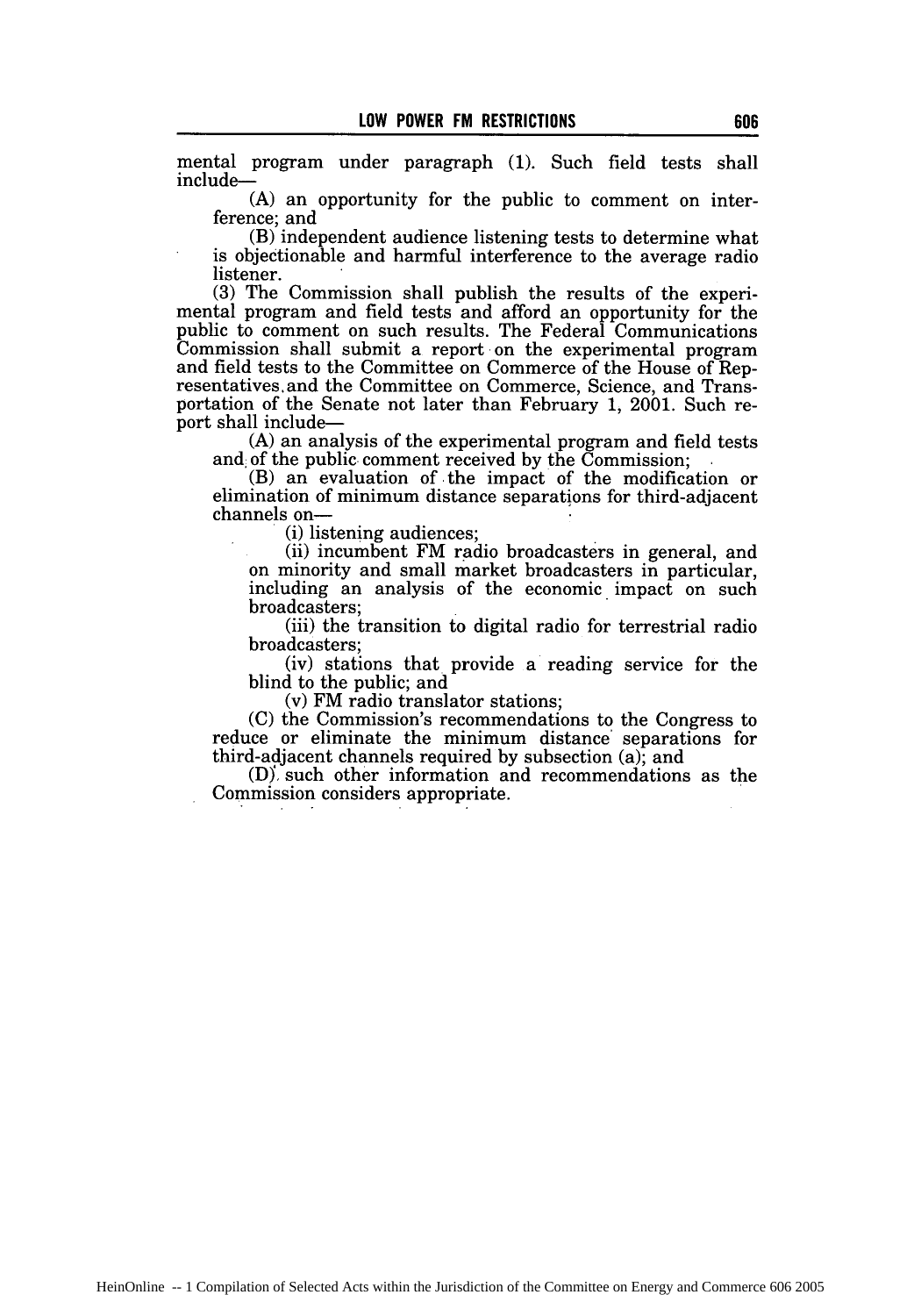mental program under paragraph (1). Such field tests shall include—

(A) an opportunity for the public to comment on interference; and

(B) independent audience listening tests to determine what is objectionable and harmful interference to the average radio listener.

(3) The Commission shall publish the results of the experimental program and field tests and afford an opportunity for the public to comment on such results. The Federal Communications Commission shall submit a report on the experimental program and field tests to the Committee on Commerce of the House of Representatives and the Committee on Commerce, Science, and Transportation of the Senate not later than February 1, 2001. Such report shall include—

(A) an analysis of the experimental program and field tests and of the public comment received by the Commission;

(B) an evaluation of the impact of the modification or elimination of minimum distance separations for third-adjacent channels on—

(i) listening audiences;

(ii) incumbent FM radio broadcasters in general, and on minority and small market broadcasters in particular, including an analysis of the economic impact on such broadcasters;

(iii) the transition to digital radio for terrestrial radio broadcasters;

(iv) stations that provide a reading service for the blind to the public; and

(v) FM radio translator stations;

(C) the Commission's recommendations to the Congress to reduce or eliminate the minimum distance separations for third-adjacent channels required by subsection (a); and

(D) such other information and recommendations as the Commission considers appropriate.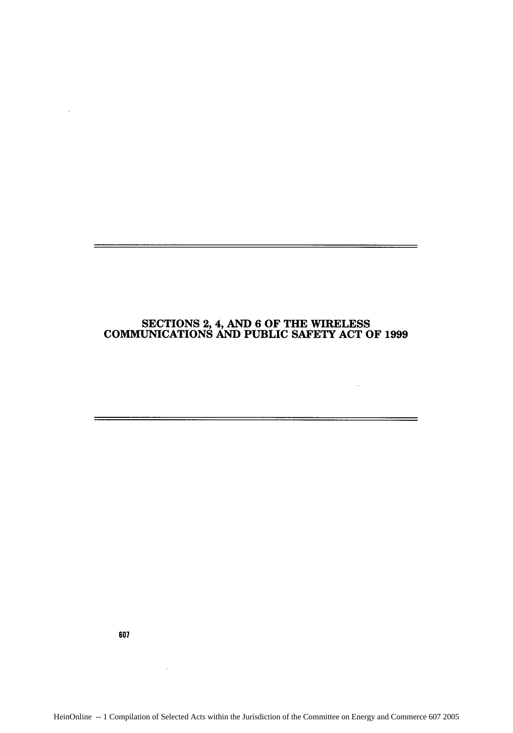# SECTIONS 2, 4, AND 6 OF THE WIRELESS COMMUNICATIONS AND PUBLIC SAFETY ACT OF 1999